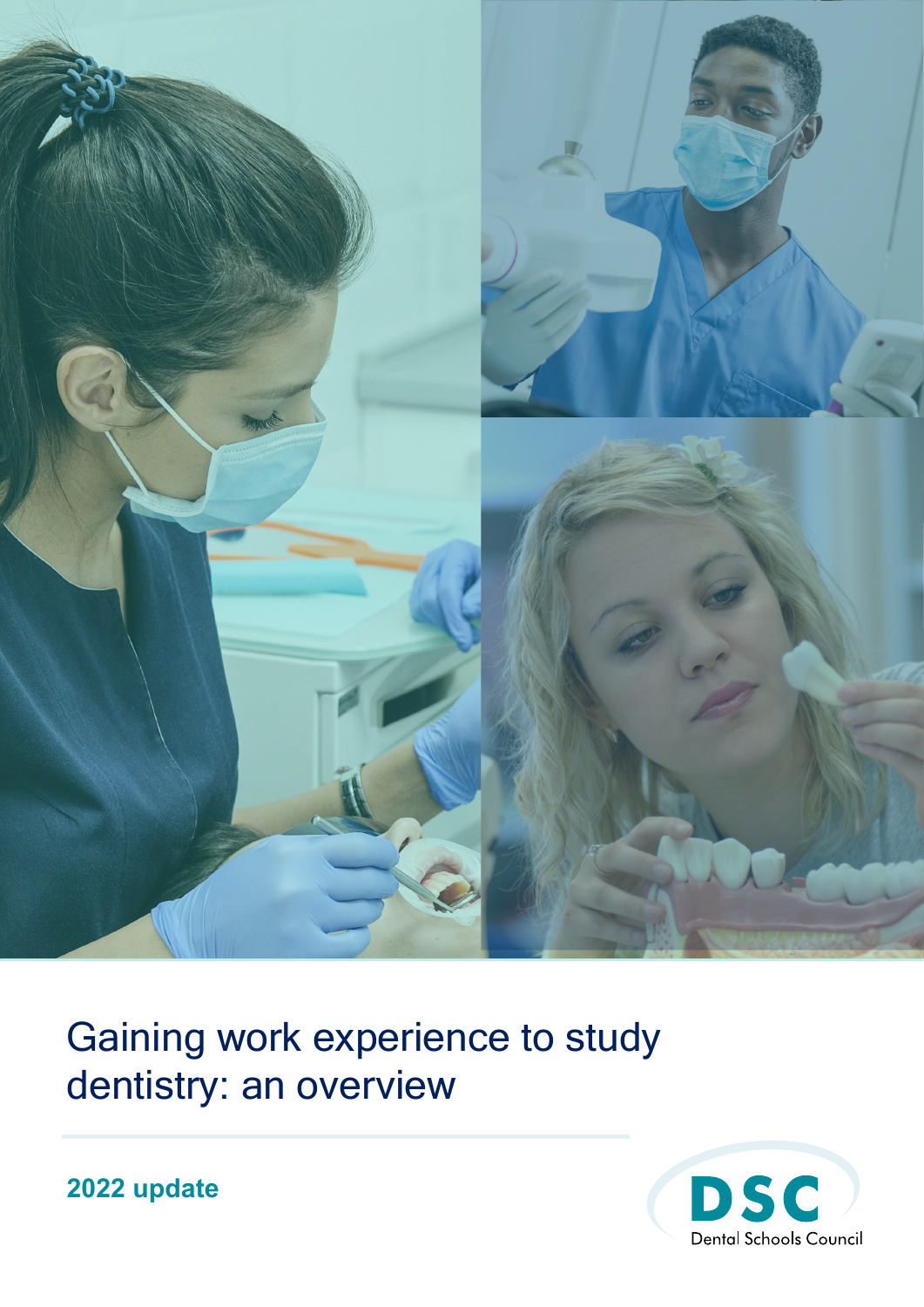# Gaining work experience to study dentistry: an overview

**2022 update**

DSC

Dental Schools Council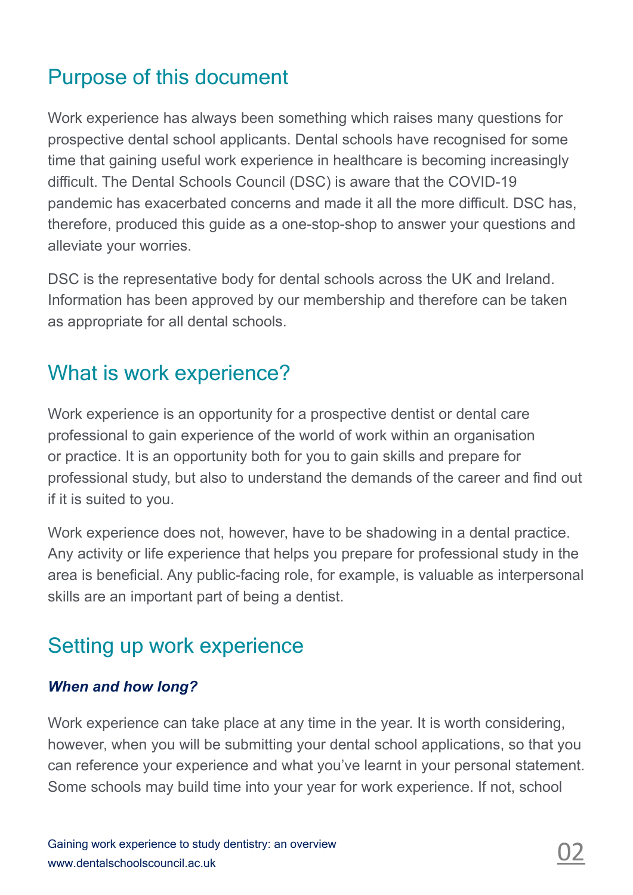## Purpose of this document

Work experience has always been something which raises many questions for prospective dental school applicants. Dental schools have recognised for some time that gaining useful work experience in healthcare is becoming increasingly difficult. The Dental Schools Council (DSC) is aware that the COVID-19 pandemic has exacerbated concerns and made it all the more difficult. DSC has, therefore, produced this guide as a one-stop-shop to answer your questions and alleviate your worries.

DSC is the representative body for dental schools across the UK and Ireland. Information has been approved by our membership and therefore can be taken as appropriate for all dental schools.

## What is work experience?

Work experience is an opportunity for a prospective dentist or dental care professional to gain experience of the world of work within an organisation or practice. It is an opportunity both for you to gain skills and prepare for professional study, but also to understand the demands of the career and find out if it is suited to you.

Work experience does not, however, have to be shadowing in a dental practice. Any activity or life experience that helps you prepare for professional study in the area is beneficial. Any public-facing role, for example, is valuable as interpersonal skills are an important part of being a dentist.

## Setting up work experience

### *When and how long?*

Work experience can take place at any time in the year. It is worth considering, however, when you will be submitting your dental school applications, so that you can reference your experience and what you've learnt in your personal statement. Some schools may build time into your year for work experience. If not, school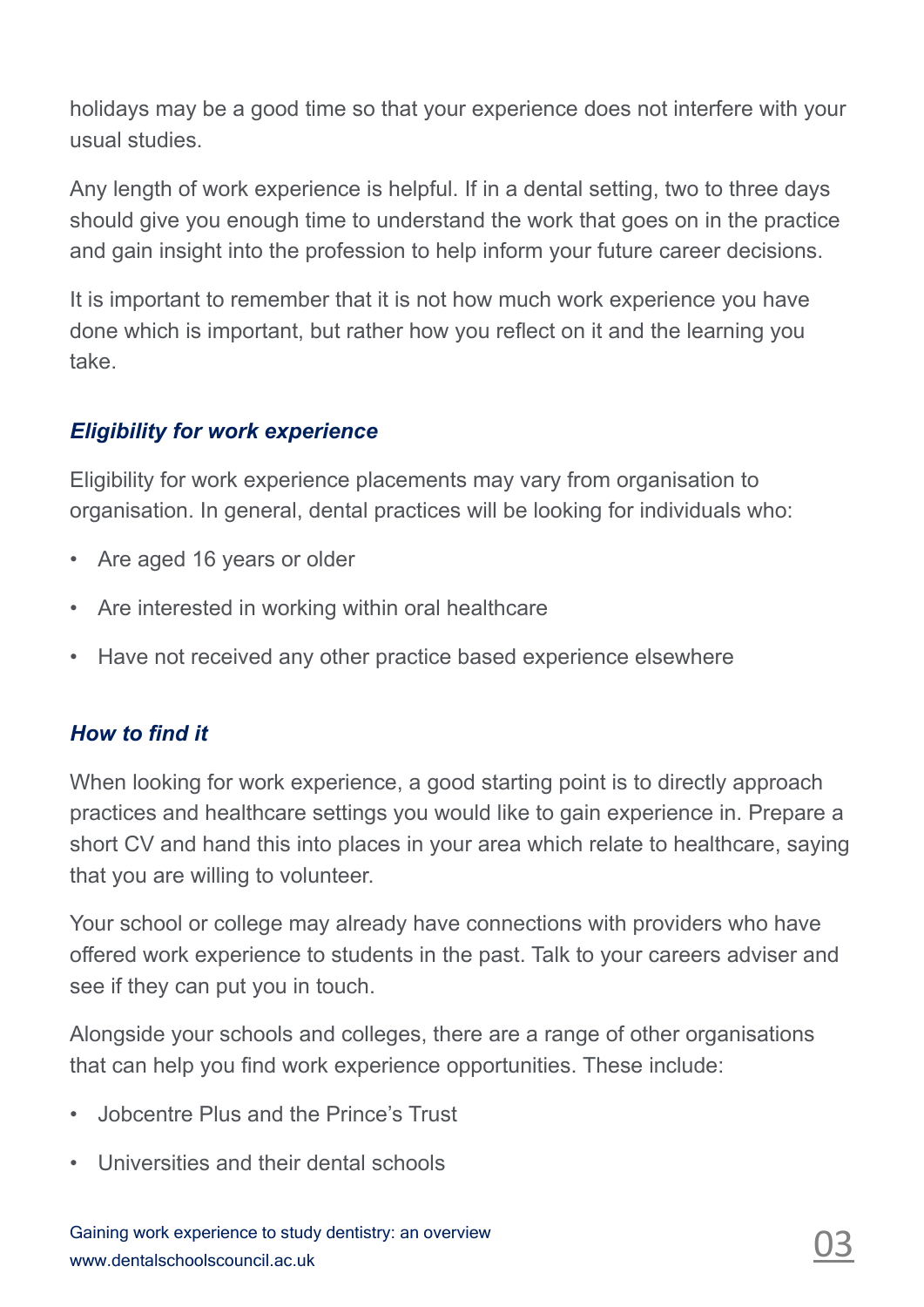holidays may be a good time so that your experience does not interfere with your usual studies.

Any length of work experience is helpful. If in a dental setting, two to three days should give you enough time to understand the work that goes on in the practice and gain insight into the profession to help inform your future career decisions.

It is important to remember that it is not how much work experience you have done which is important, but rather how you reflect on it and the learning you take.

### *Eligibility for work experience*

Eligibility for work experience placements may vary from organisation to organisation. In general, dental practices will be looking for individuals who:

- Are aged 16 years or older
- Are interested in working within oral healthcare
- Have not received any other practice based experience elsewhere

### *How to find it*

When looking for work experience, a good starting point is to directly approach practices and healthcare settings you would like to gain experience in. Prepare a short CV and hand this into places in your area which relate to healthcare, saying that you are willing to volunteer.

Your school or college may already have connections with providers who have offered work experience to students in the past. Talk to your careers adviser and see if they can put you in touch.

Alongside your schools and colleges, there are a range of other organisations that can help you find work experience opportunities. These include:

- Jobcentre Plus and the Prince's Trust
- Universities and their dental schools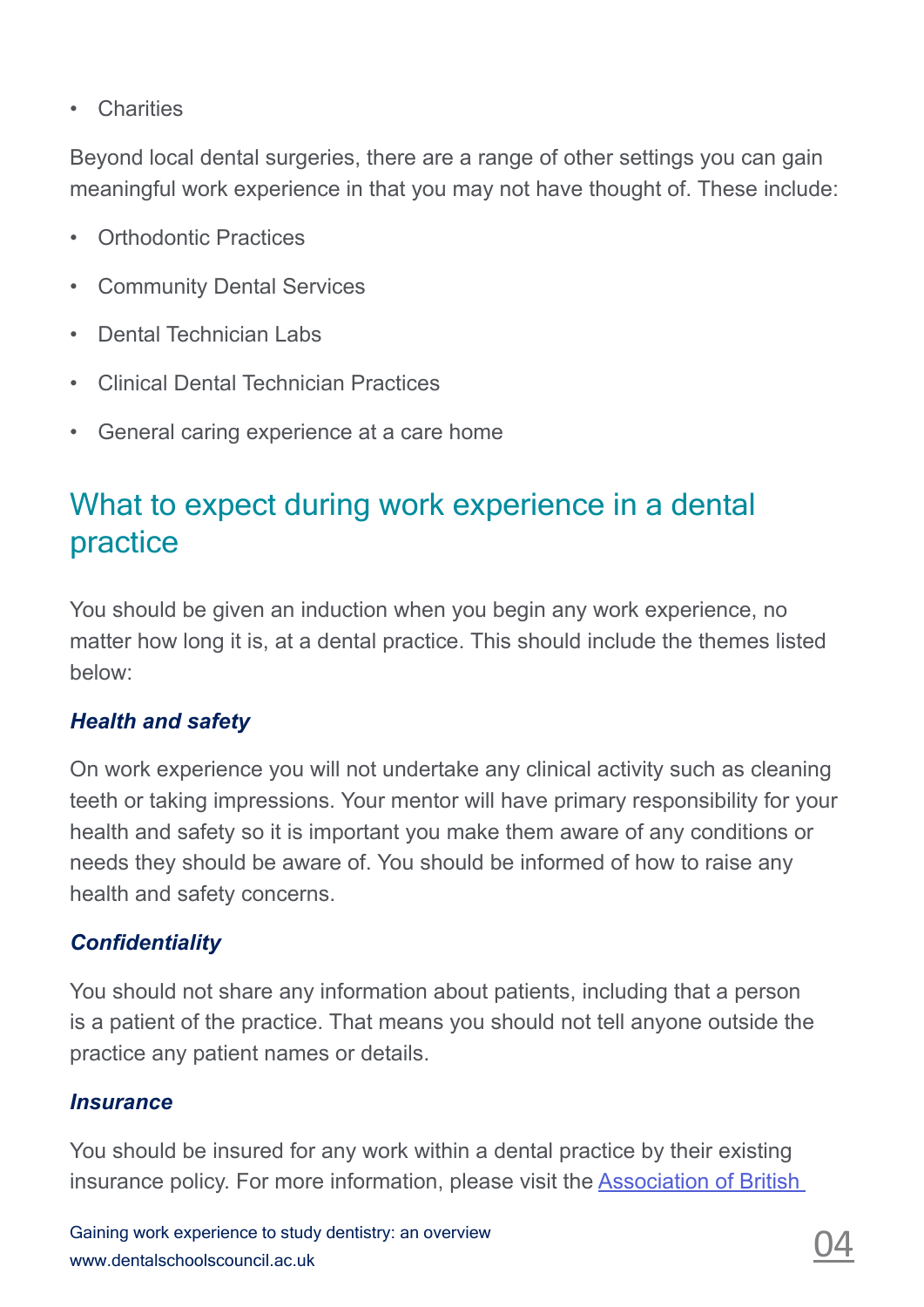- Charities

Beyond local dental surgeries, there are a range of other settings you can gain meaningful work experience in that you may not have thought of. These include:

- Orthodontic Practices
- Community Dental Services
- Dental Technician Labs
- Clinical Dental Technician Practices
- General caring experience at a care home

## What to expect during work experience in a dental practice

You should be given an induction when you begin any work experience, no matter how long it is, at a dental practice. This should include the themes listed below:

### *Health and safety*

On work experience you will not undertake any clinical activity such as cleaning teeth or taking impressions. Your mentor will have primary responsibility for your health and safety so it is important you make them aware of any conditions or needs they should be aware of. You should be informed of how to raise any health and safety concerns.

### *Confidentiality*

You should not share any information about patients, including that a person is a patient of the practice. That means you should not tell anyone outside the practice any patient names or details.

### *Insurance*

You should be insured for any work within a dental practice by their existing insurance policy. For more information, please visit the [Association of British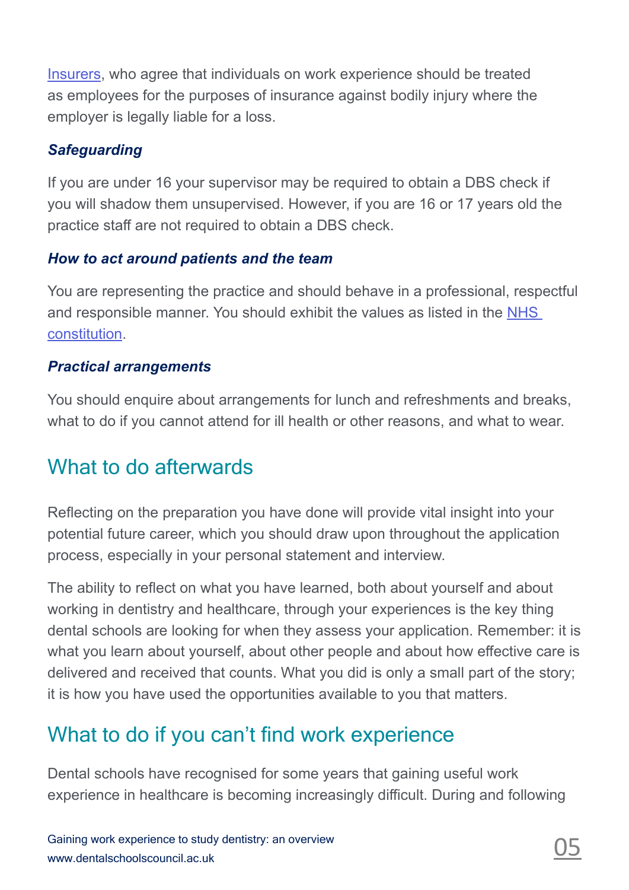Insurers, who agree that individuals on work experience should be treated as employees for the purposes of insurance against bodily injury where the employer is legally liable for a loss.

***Safeguarding***

If you are under 16 your supervisor may be required to obtain a DBS check if you will shadow them unsupervised. However, if you are 16 or 17 years old the practice staff are not required to obtain a DBS check.

***How to act around patients and the team***

You are representing the practice and should behave in a professional, respectful and responsible manner. You should exhibit the values as listed in the NHS constitution.

***Practical arrangements***

You should enquire about arrangements for lunch and refreshments and breaks, what to do if you cannot attend for ill health or other reasons, and what to wear.

## What to do afterwards

Reflecting on the preparation you have done will provide vital insight into your potential future career, which you should draw upon throughout the application process, especially in your personal statement and interview.

The ability to reflect on what you have learned, both about yourself and about working in dentistry and healthcare, through your experiences is the key thing dental schools are looking for when they assess your application. Remember: it is what you learn about yourself, about other people and about how effective care is delivered and received that counts. What you did is only a small part of the story; it is how you have used the opportunities available to you that matters.

## What to do if you can't find work experience

Dental schools have recognised for some years that gaining useful work experience in healthcare is becoming increasingly difficult. During and following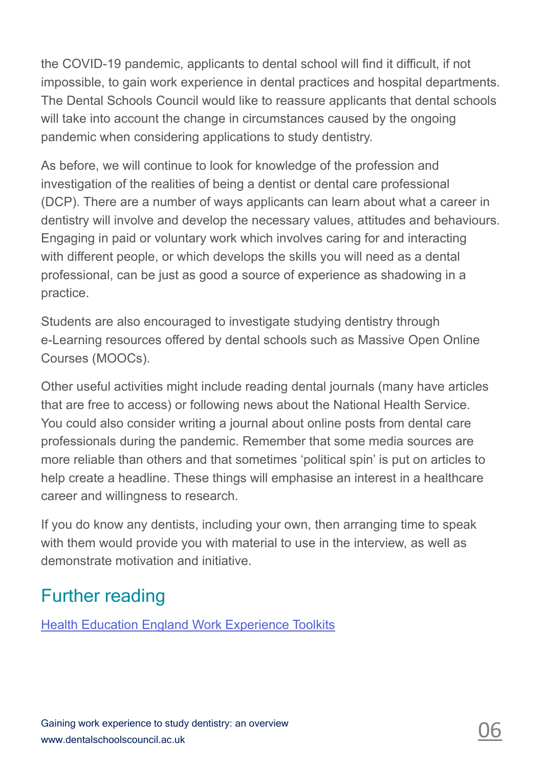the COVID-19 pandemic, applicants to dental school will find it difficult, if not impossible, to gain work experience in dental practices and hospital departments. The Dental Schools Council would like to reassure applicants that dental schools will take into account the change in circumstances caused by the ongoing pandemic when considering applications to study dentistry.

As before, we will continue to look for knowledge of the profession and investigation of the realities of being a dentist or dental care professional (DCP). There are a number of ways applicants can learn about what a career in dentistry will involve and develop the necessary values, attitudes and behaviours. Engaging in paid or voluntary work which involves caring for and interacting with different people, or which develops the skills you will need as a dental professional, can be just as good a source of experience as shadowing in a practice.

Students are also encouraged to investigate studying dentistry through e-Learning resources offered by dental schools such as Massive Open Online Courses (MOOCs).

Other useful activities might include reading dental journals (many have articles that are free to access) or following news about the National Health Service. You could also consider writing a journal about online posts from dental care professionals during the pandemic. Remember that some media sources are more reliable than others and that sometimes 'political spin' is put on articles to help create a headline. These things will emphasise an interest in a healthcare career and willingness to research.

If you do know any dentists, including your own, then arranging time to speak with them would provide you with material to use in the interview, as well as demonstrate motivation and initiative.

## Further reading

[Health Education England Work Experience Toolkits]